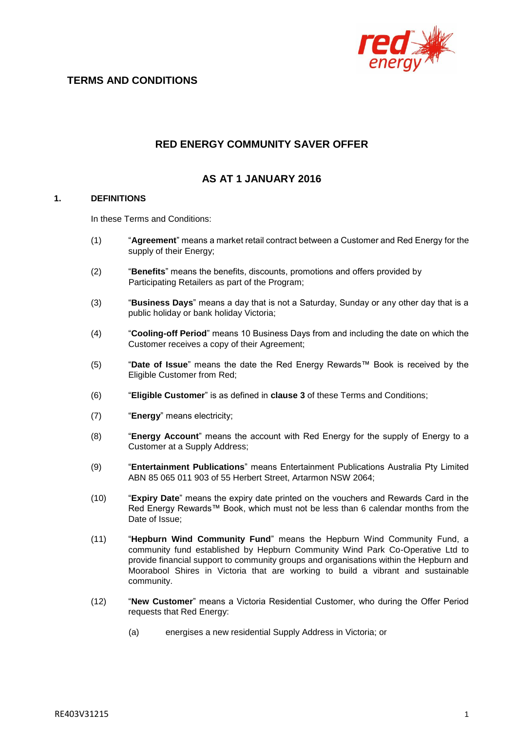**TERMS AND CONDITIONS**

# RED ENERGY COMMUNITY SAVER OFFER

## AS AT 1 JANUARY 2016

### 1. DEFINITIONS

In these Terms and Conditions:

(1) "**Agreement**" means a market retail contract between a Customer and Red Energy for the supply of their Energy;

(2) "**Benefits**" means the benefits, discounts, promotions and offers provided by Participating Retailers as part of the Program;

(3) "**Business Days**" means a day that is not a Saturday, Sunday or any other day that is a public holiday or bank holiday Victoria;

(4) "**Cooling-off Period**" means 10 Business Days from and including the date on which the Customer receives a copy of their Agreement;

(5) "**Date of Issue**" means the date the Red Energy Rewards™ Book is received by the Eligible Customer from Red;

(6) "**Eligible Customer**" is as defined in **clause 3** of these Terms and Conditions;

(7) "**Energy**" means electricity;

(8) "**Energy Account**" means the account with Red Energy for the supply of Energy to a Customer at a Supply Address;

(9) "**Entertainment Publications**" means Entertainment Publications Australia Pty Limited ABN 85 065 011 903 of 55 Herbert Street, Artarmon NSW 2064;

(10) "**Expiry Date**" means the expiry date printed on the vouchers and Rewards Card in the Red Energy Rewards™ Book, which must not be less than 6 calendar months from the Date of Issue;

(11) "**Hepburn Wind Community Fund**" means the Hepburn Wind Community Fund, a community fund established by Hepburn Community Wind Park Co-Operative Ltd to provide financial support to community groups and organisations within the Hepburn and Moorabool Shires in Victoria that are working to build a vibrant and sustainable community.

(12) "**New Customer**" means a Victoria Residential Customer, who during the Offer Period requests that Red Energy:

(a) energises a new residential Supply Address in Victoria; or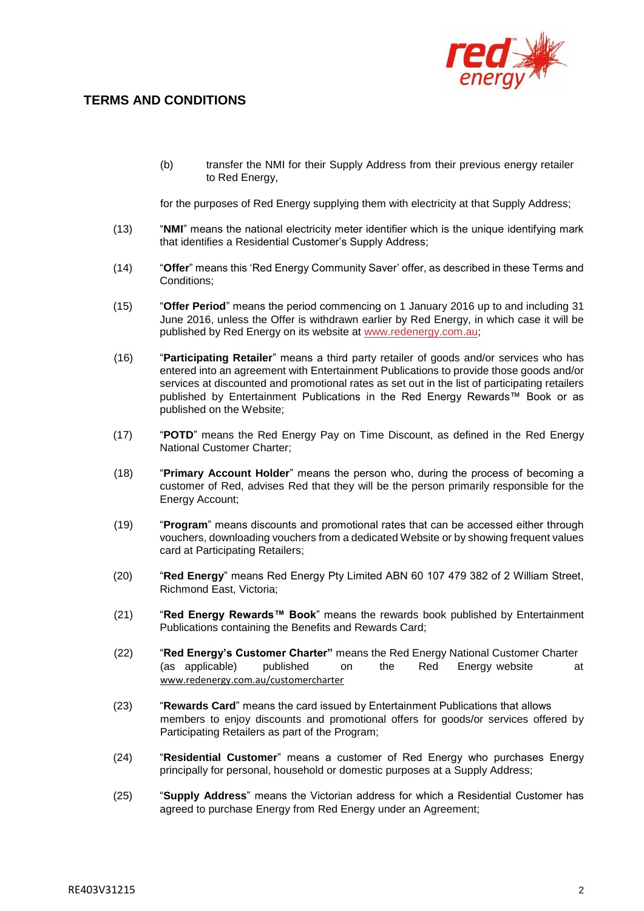## TERMS AND CONDITIONS

(b) transfer the NMI for their Supply Address from their previous energy retailer to Red Energy,

for the purposes of Red Energy supplying them with electricity at that Supply Address;

(13) "**NMI**" means the national electricity meter identifier which is the unique identifying mark that identifies a Residential Customer's Supply Address;

(14) "**Offer**" means this 'Red Energy Community Saver' offer, as described in these Terms and Conditions;

(15) "**Offer Period**" means the period commencing on 1 January 2016 up to and including 31 June 2016, unless the Offer is withdrawn earlier by Red Energy, in which case it will be published by Red Energy on its website at www.redenergy.com.au;

(16) "**Participating Retailer**" means a third party retailer of goods and/or services who has entered into an agreement with Entertainment Publications to provide those goods and/or services at discounted and promotional rates as set out in the list of participating retailers published by Entertainment Publications in the Red Energy Rewards™ Book or as published on the Website;

(17) "**POTD**" means the Red Energy Pay on Time Discount, as defined in the Red Energy National Customer Charter;

(18) "**Primary Account Holder**" means the person who, during the process of becoming a customer of Red, advises Red that they will be the person primarily responsible for the Energy Account;

(19) "**Program**" means discounts and promotional rates that can be accessed either through vouchers, downloading vouchers from a dedicated Website or by showing frequent values card at Participating Retailers;

(20) "**Red Energy**" means Red Energy Pty Limited ABN 60 107 479 382 of 2 William Street, Richmond East, Victoria;

(21) "**Red Energy Rewards™ Book**" means the rewards book published by Entertainment Publications containing the Benefits and Rewards Card;

(22) "**Red Energy's Customer Charter"** means the Red Energy National Customer Charter (as applicable) published on the Red Energy website at www.redenergy.com.au/customercharter

(23) "**Rewards Card**" means the card issued by Entertainment Publications that allows members to enjoy discounts and promotional offers for goods/or services offered by Participating Retailers as part of the Program;

(24) "**Residential Customer**" means a customer of Red Energy who purchases Energy principally for personal, household or domestic purposes at a Supply Address;

(25) "**Supply Address**" means the Victorian address for which a Residential Customer has agreed to purchase Energy from Red Energy under an Agreement;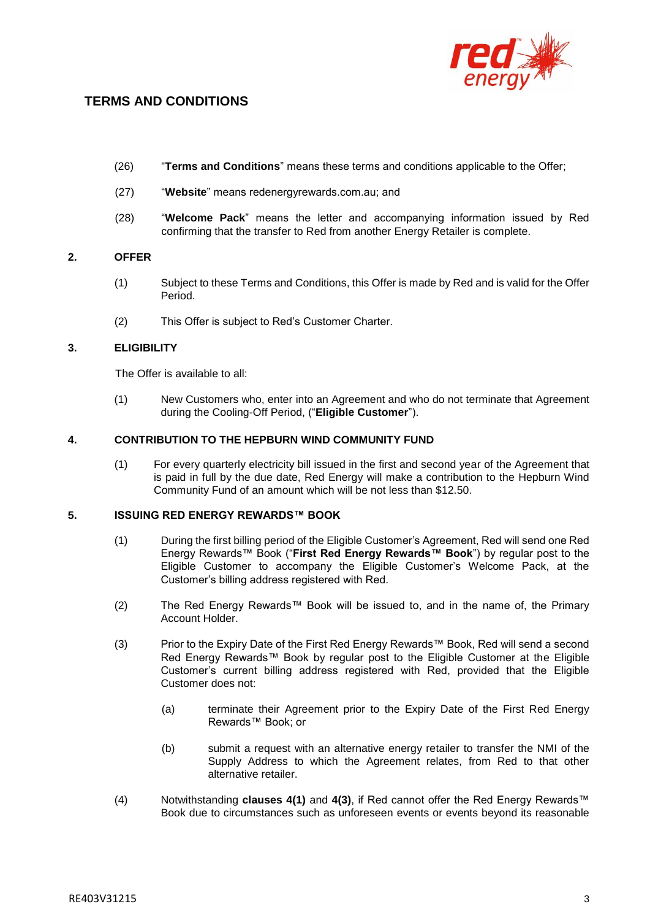**TERMS AND CONDITIONS**

(26) "**Terms and Conditions**" means these terms and conditions applicable to the Offer;

(27) "**Website**" means redenergyrewards.com.au; and

(28) "**Welcome Pack**" means the letter and accompanying information issued by Red confirming that the transfer to Red from another Energy Retailer is complete.

## 2. OFFER

(1) Subject to these Terms and Conditions, this Offer is made by Red and is valid for the Offer Period.

(2) This Offer is subject to Red's Customer Charter.

## 3. ELIGIBILITY

The Offer is available to all:

(1) New Customers who, enter into an Agreement and who do not terminate that Agreement during the Cooling-Off Period, ("**Eligible Customer**").

## 4. CONTRIBUTION TO THE HEPBURN WIND COMMUNITY FUND

(1) For every quarterly electricity bill issued in the first and second year of the Agreement that is paid in full by the due date, Red Energy will make a contribution to the Hepburn Wind Community Fund of an amount which will be not less than $12.50.

## 5. ISSUING RED ENERGY REWARDS™ BOOK

(1) During the first billing period of the Eligible Customer's Agreement, Red will send one Red Energy Rewards™ Book ("**First Red Energy Rewards™ Book**") by regular post to the Eligible Customer to accompany the Eligible Customer's Welcome Pack, at the Customer's billing address registered with Red.

(2) The Red Energy Rewards™ Book will be issued to, and in the name of, the Primary Account Holder.

(3) Prior to the Expiry Date of the First Red Energy Rewards™ Book, Red will send a second Red Energy Rewards™ Book by regular post to the Eligible Customer at the Eligible Customer's current billing address registered with Red, provided that the Eligible Customer does not:

- (a) terminate their Agreement prior to the Expiry Date of the First Red Energy Rewards™ Book; or
- (b) submit a request with an alternative energy retailer to transfer the NMI of the Supply Address to which the Agreement relates, from Red to that other alternative retailer.

(4) Notwithstanding **clauses 4(1)** and **4(3)**, if Red cannot offer the Red Energy Rewards™ Book due to circumstances such as unforeseen events or events beyond its reasonable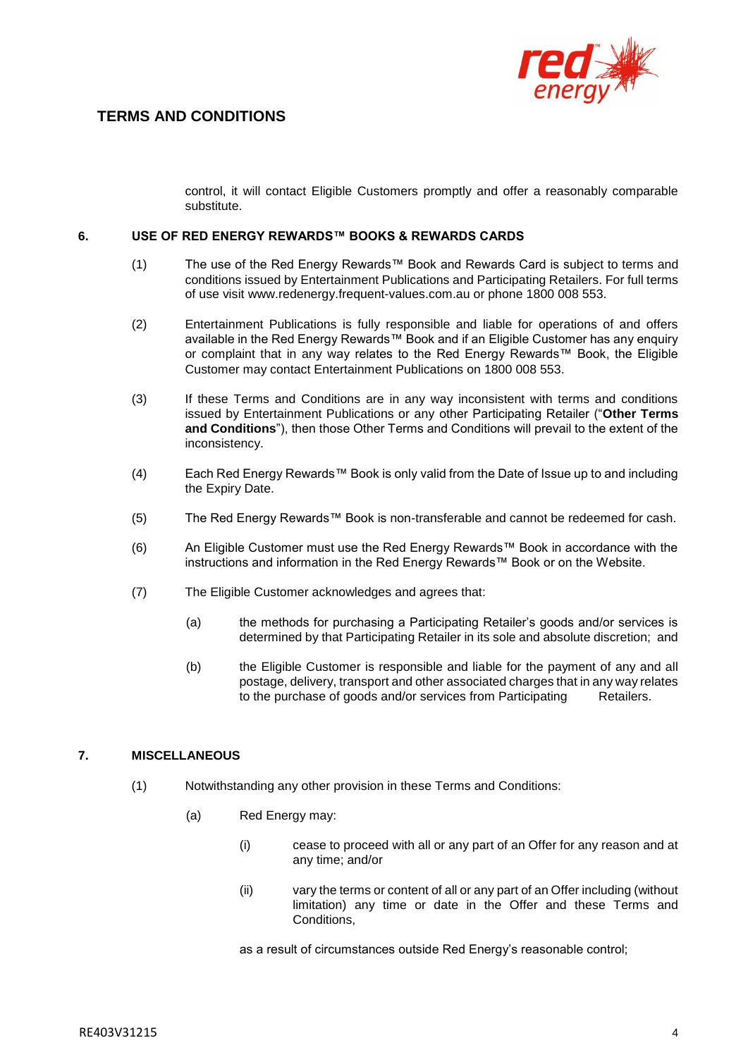control, it will contact Eligible Customers promptly and offer a reasonably comparable substitute.

## 6. USE OF RED ENERGY REWARDS™ BOOKS & REWARDS CARDS

(1) The use of the Red Energy Rewards™ Book and Rewards Card is subject to terms and conditions issued by Entertainment Publications and Participating Retailers. For full terms of use visit www.redenergy.frequent-values.com.au or phone 1800 008 553.

(2) Entertainment Publications is fully responsible and liable for operations of and offers available in the Red Energy Rewards™ Book and if an Eligible Customer has any enquiry or complaint that in any way relates to the Red Energy Rewards™ Book, the Eligible Customer may contact Entertainment Publications on 1800 008 553.

(3) If these Terms and Conditions are in any way inconsistent with terms and conditions issued by Entertainment Publications or any other Participating Retailer ("**Other Terms and Conditions**"), then those Other Terms and Conditions will prevail to the extent of the inconsistency.

(4) Each Red Energy Rewards™ Book is only valid from the Date of Issue up to and including the Expiry Date.

(5) The Red Energy Rewards™ Book is non-transferable and cannot be redeemed for cash.

(6) An Eligible Customer must use the Red Energy Rewards™ Book in accordance with the instructions and information in the Red Energy Rewards™ Book or on the Website.

(7) The Eligible Customer acknowledges and agrees that:

(a) the methods for purchasing a Participating Retailer's goods and/or services is determined by that Participating Retailer in its sole and absolute discretion; and

(b) the Eligible Customer is responsible and liable for the payment of any and all postage, delivery, transport and other associated charges that in any way relates to the purchase of goods and/or services from Participating Retailers.

## 7. MISCELLANEOUS

(1) Notwithstanding any other provision in these Terms and Conditions:

(a) Red Energy may:

(i) cease to proceed with all or any part of an Offer for any reason and at any time; and/or

(ii) vary the terms or content of all or any part of an Offer including (without limitation) any time or date in the Offer and these Terms and Conditions,

as a result of circumstances outside Red Energy's reasonable control;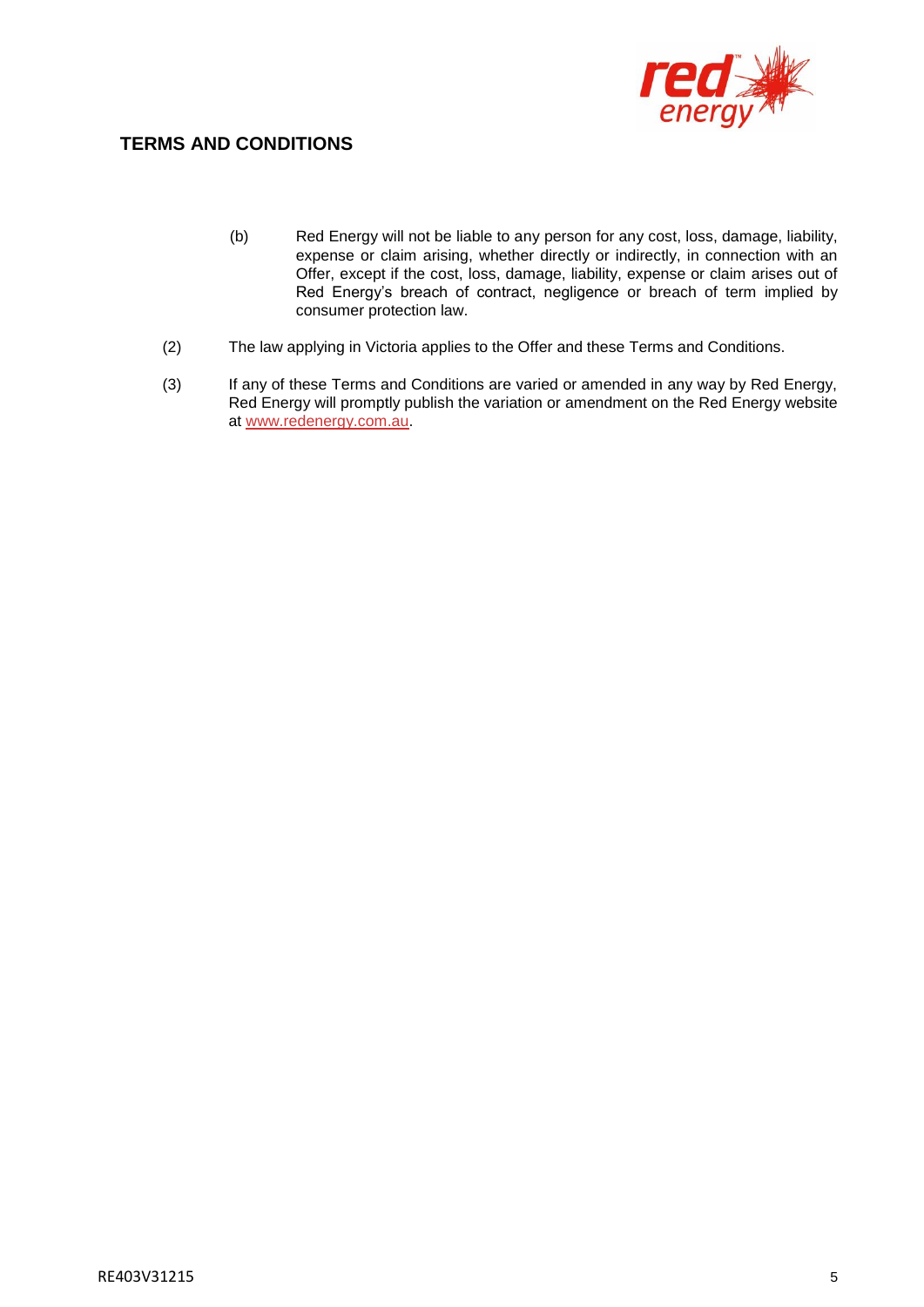## TERMS AND CONDITIONS

(b) Red Energy will not be liable to any person for any cost, loss, damage, liability, expense or claim arising, whether directly or indirectly, in connection with an Offer, except if the cost, loss, damage, liability, expense or claim arises out of Red Energy's breach of contract, negligence or breach of term implied by consumer protection law.

(2) The law applying in Victoria applies to the Offer and these Terms and Conditions.

(3) If any of these Terms and Conditions are varied or amended in any way by Red Energy, Red Energy will promptly publish the variation or amendment on the Red Energy website at www.redenergy.com.au.

RE403V31215